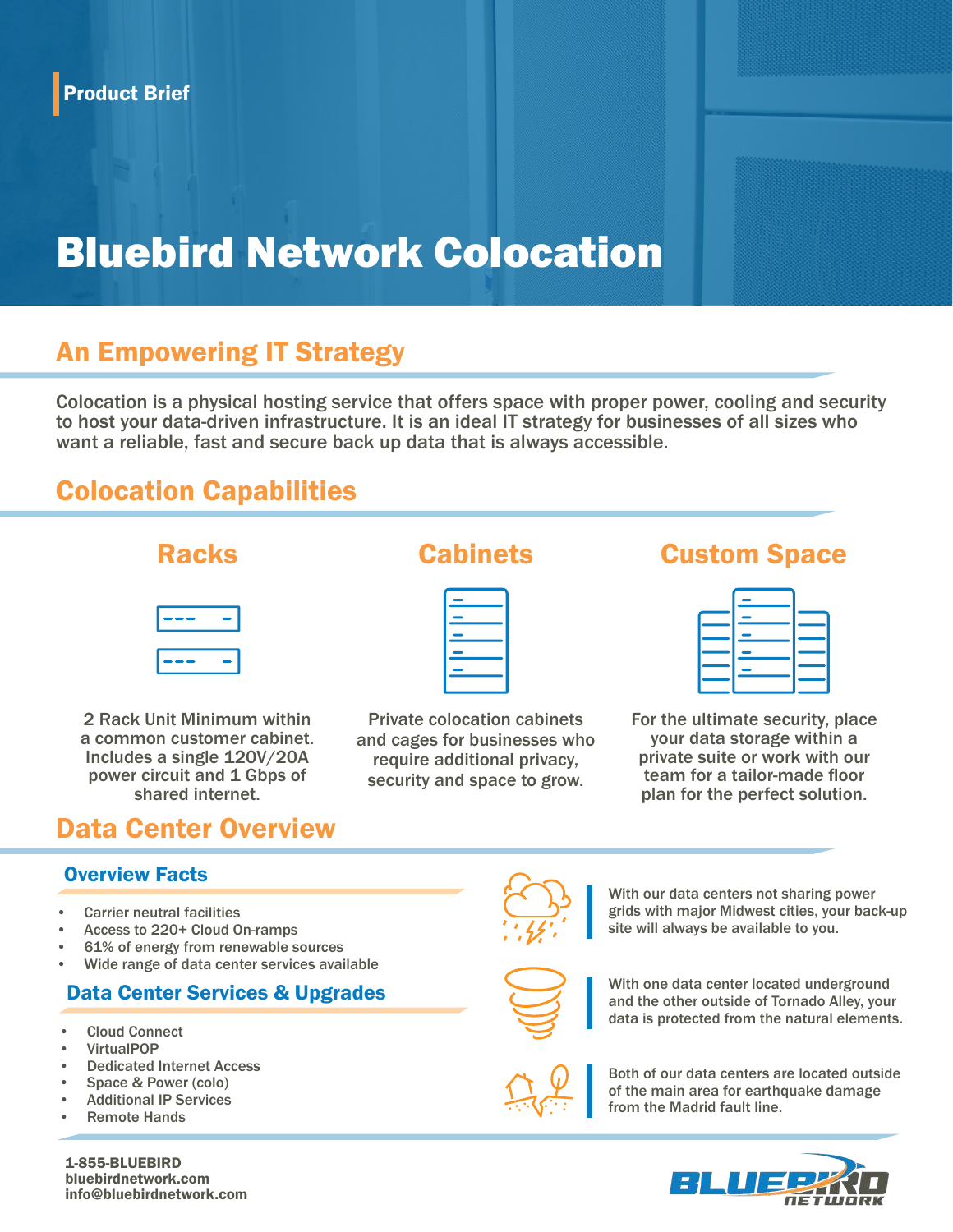Product Brief

# Bluebird Network Colocation

## An Empowering IT Strategy

Colocation is a physical hosting service that offers space with proper power, cooling and security to host your data-driven infrastructure. It is an ideal IT strategy for businesses of all sizes who want a reliable, fast and secure back up data that is always accessible.

## Colocation Capabilities

### Racks

2 Rack Unit Minimum within a common customer cabinet. Includes a single 120V/20A power circuit and 1 Gbps of shared internet.

### Cabinets

Private colocation cabinets and cages for businesses who require additional privacy, security and space to grow.

### Custom Space

For the ultimate security, place your data storage within a private suite or work with our team for a tailor-made floor plan for the perfect solution.

## Data Center Overview

### Overview Facts

- Carrier neutral facilities
- Access to 220+ Cloud On-ramps
- 61% of energy from renewable sources
- Wide range of data center services available

### Data Center Services & Upgrades

- Cloud Connect
- VirtualPOP
- Dedicated Internet Access
- Space & Power (colo)
- Additional IP Services
- Remote Hands

With our data centers not sharing power grids with major Midwest cities, your back-up site will always be available to you.

With one data center located underground and the other outside of Tornado Alley, your data is protected from the natural elements.

Both of our data centers are located outside of the main area for earthquake damage from the Madrid fault line.

**1-855-BLUEBIRD**
**bluebirdnetwork.com**
**info@bluebirdnetwork.com**

BLUEBIRD NETWORK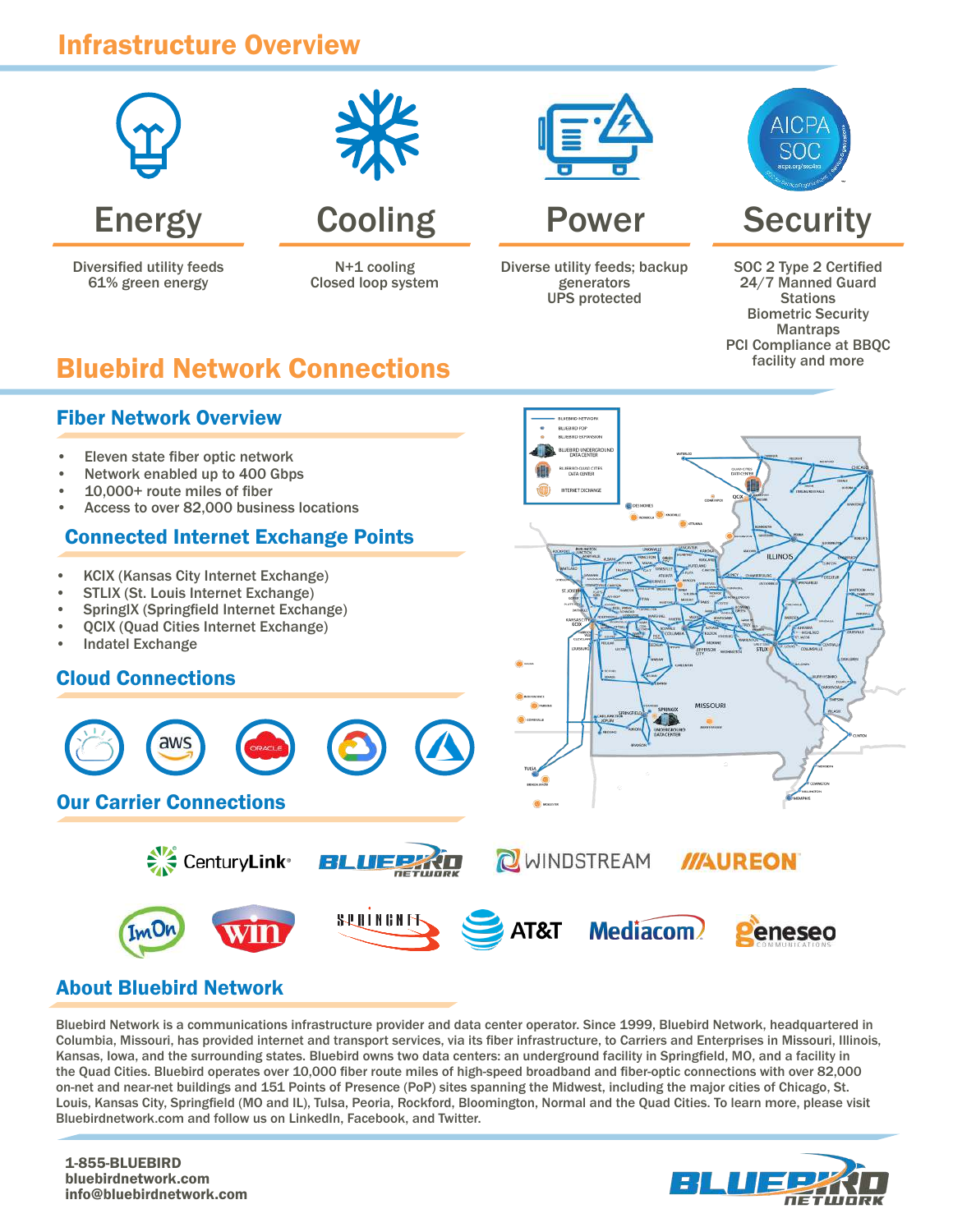# Infrastructure Overview

## Energy

Diversified utility feeds
61% green energy

## Cooling

N+1 cooling
Closed loop system

## Power

Diverse utility feeds; backup generators
UPS protected

## Security

SOC 2 Type 2 Certified
24/7 Manned Guard Stations
Biometric Security
Mantraps
PCI Compliance at BBQC facility and more

# Bluebird Network Connections

## Fiber Network Overview

- Eleven state fiber optic network
- Network enabled up to 400 Gbps
- 10,000+ route miles of fiber
- Access to over 82,000 business locations

## Connected Internet Exchange Points

- KCIX (Kansas City Internet Exchange)
- STLIX (St. Louis Internet Exchange)
- SpringIX (Springfield Internet Exchange)
- QCIX (Quad Cities Internet Exchange)
- Indatel Exchange

## Cloud Connections

## Our Carrier Connections

CenturyLink, Bluebird Network, Windstream, Aureon, ImOn, win, Springnet, AT&T, Mediacom, Geneseo Communications

## About Bluebird Network

Bluebird Network is a communications infrastructure provider and data center operator. Since 1999, Bluebird Network, headquartered in Columbia, Missouri, has provided internet and transport services, via its fiber infrastructure, to Carriers and Enterprises in Missouri, Illinois, Kansas, Iowa, and the surrounding states. Bluebird owns two data centers: an underground facility in Springfield, MO, and a facility in the Quad Cities. Bluebird operates over 10,000 fiber route miles of high-speed broadband and fiber-optic connections with over 82,000 on-net and near-net buildings and 151 Points of Presence (PoP) sites spanning the Midwest, including the major cities of Chicago, St. Louis, Kansas City, Springfield (MO and IL), Tulsa, Peoria, Rockford, Bloomington, Normal and the Quad Cities. To learn more, please visit Bluebirdnetwork.com and follow us on LinkedIn, Facebook, and Twitter.

**1-855-BLUEBIRD**
**bluebirdnetwork.com**
**info@bluebirdnetwork.com**